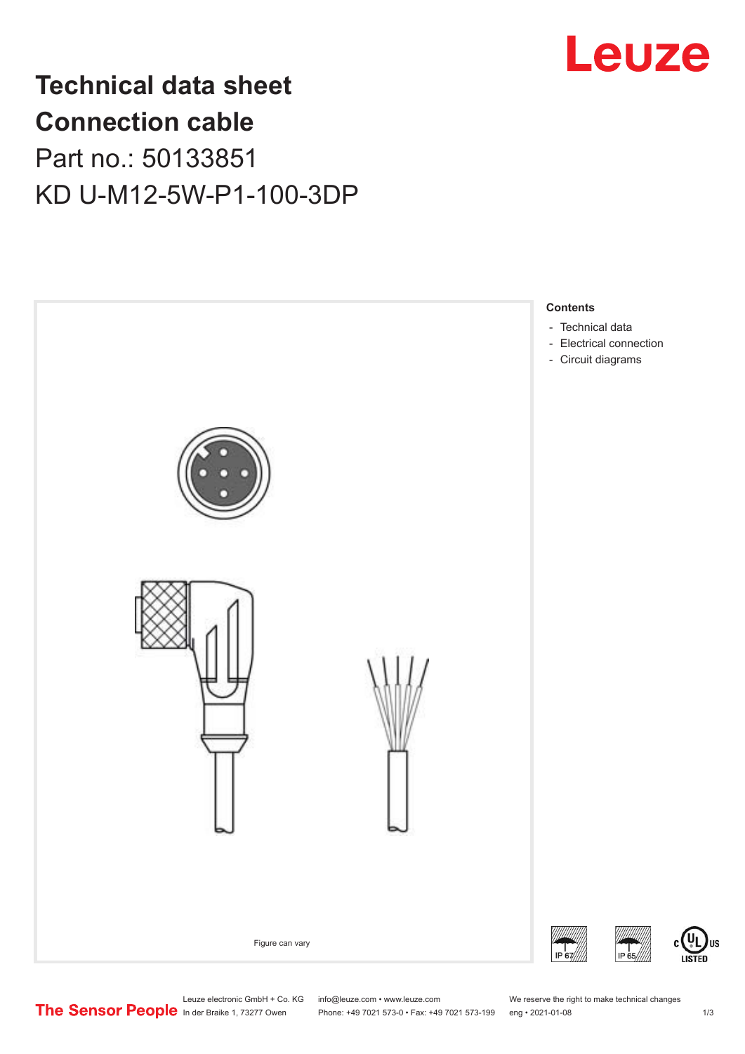# Technical data sheet
# Connection cable

Part no.: 50133851

KD U-M12-5W-P1-100-3DP

Figure can vary

**Contents**

- Technical data
- Electrical connection
- Circuit diagrams

Leuze electronic GmbH + Co. KG
In der Braike 1, 73277 Owen

info@leuze.com • www.leuze.com
Phone: +49 7021 573-0 • Fax: +49 7021 573-199

We reserve the right to make technical changes
eng • 2021-01-08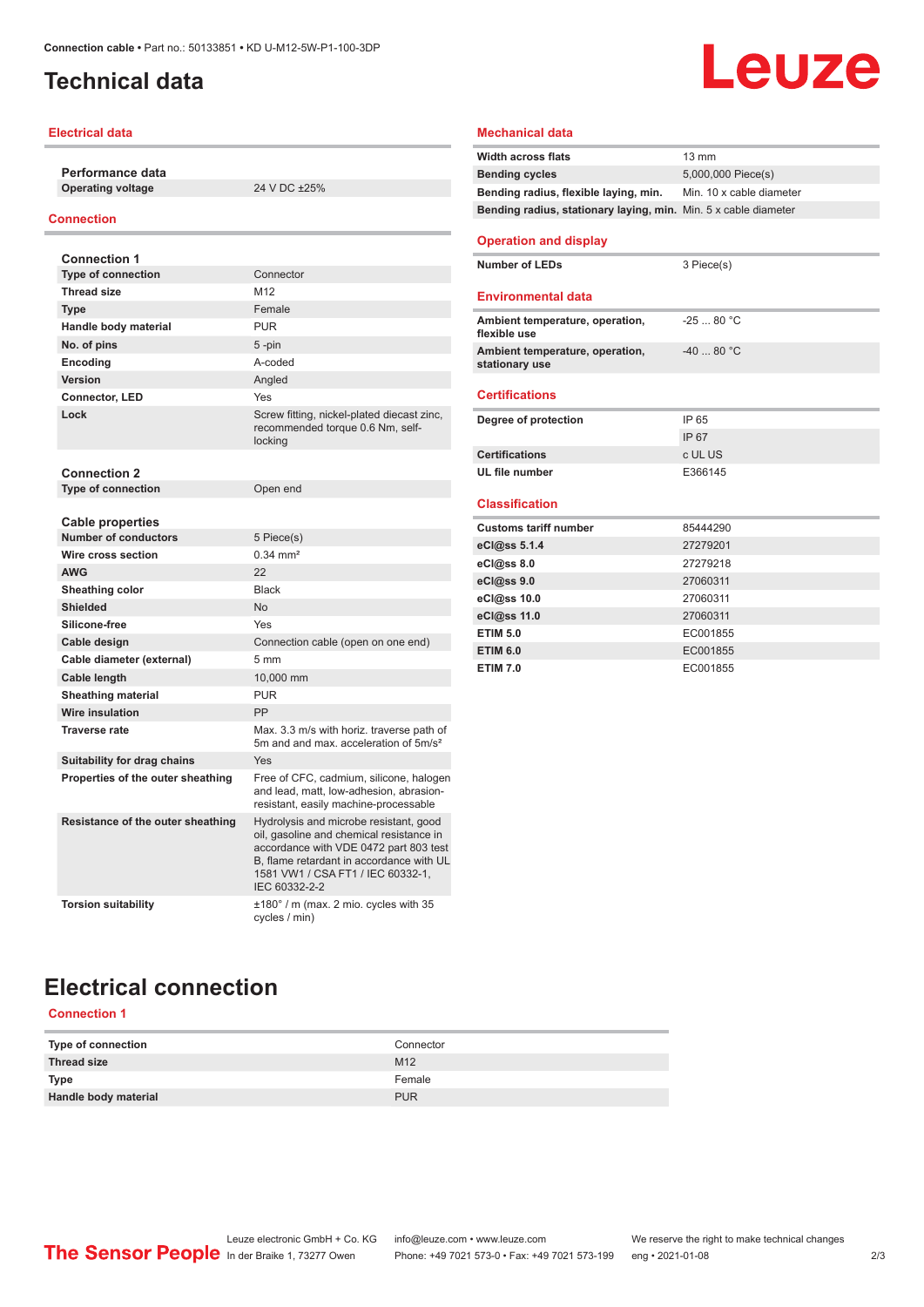# Technical data

## Electrical data

### Performance data

| | |
|---|---|
| Operating voltage | 24 V DC ±25% |

## Connection

### Connection 1

| | |
|---|---|
| Type of connection | Connector |
| Thread size | M12 |
| Type | Female |
| Handle body material | PUR |
| No. of pins | 5 -pin |
| Encoding | A-coded |
| Version | Angled |
| Connector, LED | Yes |
| Lock | Screw fitting, nickel-plated diecast zinc, recommended torque 0.6 Nm, self-locking |

### Connection 2

| | |
|---|---|
| Type of connection | Open end |

### Cable properties

| | |
|---|---|
| Number of conductors | 5 Piece(s) |
| Wire cross section | 0.34 mm² |
| AWG | 22 |
| Sheathing color | Black |
| Shielded | No |
| Silicone-free | Yes |
| Cable design | Connection cable (open on one end) |
| Cable diameter (external) | 5 mm |
| Cable length | 10,000 mm |
| Sheathing material | PUR |
| Wire insulation | PP |
| Traverse rate | Max. 3.3 m/s with horiz. traverse path of 5m and and max. acceleration of 5m/s² |
| Suitability for drag chains | Yes |
| Properties of the outer sheathing | Free of CFC, cadmium, silicone, halogen and lead, matt, low-adhesion, abrasion-resistant, easily machine-processable |
| Resistance of the outer sheathing | Hydrolysis and microbe resistant, good oil, gasoline and chemical resistance in accordance with VDE 0472 part 803 test B, flame retardant in accordance with UL 1581 VW1 / CSA FT1 / IEC 60332-1, IEC 60332-2-2 |
| Torsion suitability | ±180° / m (max. 2 mio. cycles with 35 cycles / min) |

## Mechanical data

| | |
|---|---|
| Width across flats | 13 mm |
| Bending cycles | 5,000,000 Piece(s) |
| Bending radius, flexible laying, min. | Min. 10 x cable diameter |
| Bending radius, stationary laying, min. | Min. 5 x cable diameter |

## Operation and display

| | |
|---|---|
| Number of LEDs | 3 Piece(s) |

## Environmental data

| | |
|---|---|
| Ambient temperature, operation, flexible use | -25 ... 80 °C |
| Ambient temperature, operation, stationary use | -40 ... 80 °C |

## Certifications

| | |
|---|---|
| Degree of protection | IP 65 |
| | IP 67 |
| Certifications | c UL US |
| UL file number | E366145 |

## Classification

| | |
|---|---|
| Customs tariff number | 85444290 |
| eCl@ss 5.1.4 | 27279201 |
| eCl@ss 8.0 | 27279218 |
| eCl@ss 9.0 | 27060311 |
| eCl@ss 10.0 | 27060311 |
| eCl@ss 11.0 | 27060311 |
| ETIM 5.0 | EC001855 |
| ETIM 6.0 | EC001855 |
| ETIM 7.0 | EC001855 |

# Electrical connection

## Connection 1

| | |
|---|---|
| Type of connection | Connector |
| Thread size | M12 |
| Type | Female |
| Handle body material | PUR |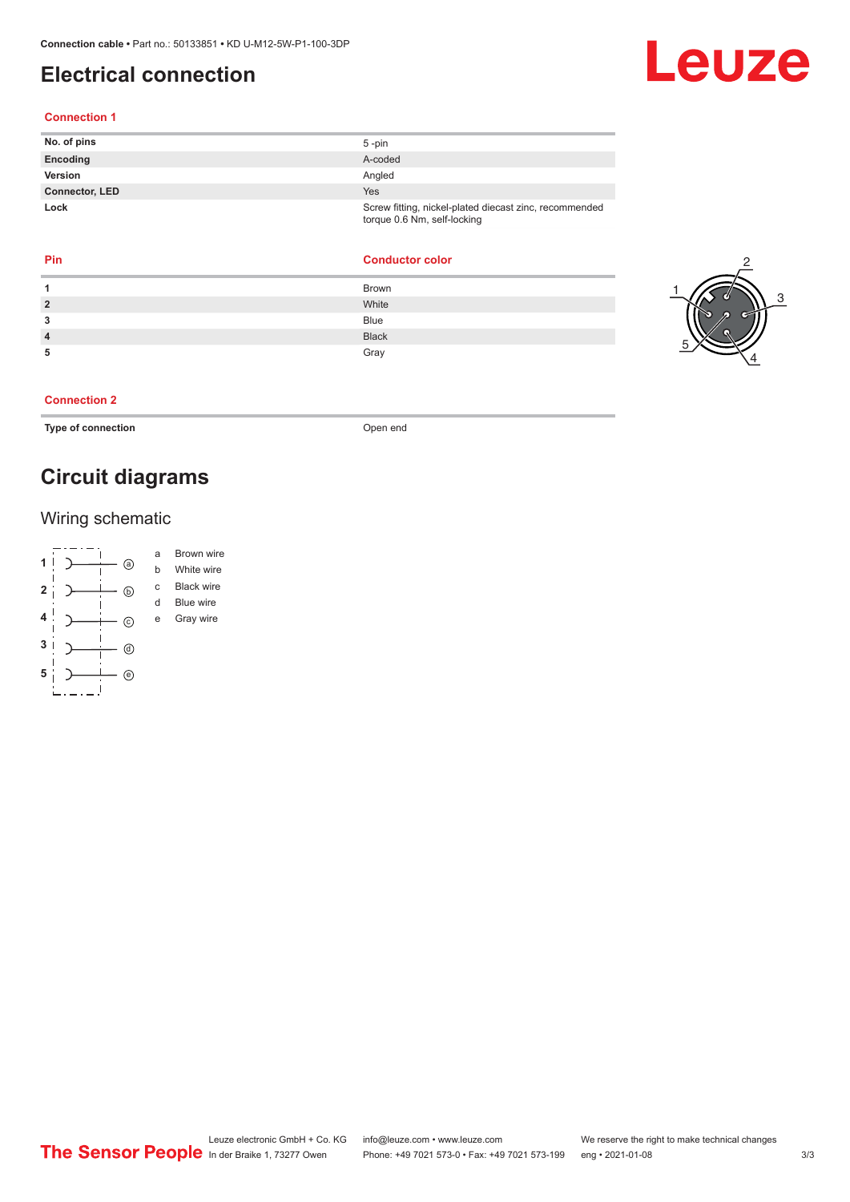# Electrical connection

### Connection 1

| | |
|---|---|
| No. of pins | 5 -pin |
| Encoding | A-coded |
| Version | Angled |
| Connector, LED | Yes |
| Lock | Screw fitting, nickel-plated diecast zinc, recommended torque 0.6 Nm, self-locking |

| Pin | Conductor color |
|---|---|
| 1 | Brown |
| 2 | White |
| 3 | Blue |
| 4 | Black |
| 5 | Gray |

1
2
3
4
5

### Connection 2

| | |
|---|---|
| Type of connection | Open end |

# Circuit diagrams

## Wiring schematic

1
2
4
3
5
a
b
c
d
e

- a Brown wire
- b White wire
- c Black wire
- d Blue wire
- e Gray wire

The Sensor People
Leuze electronic GmbH + Co. KG
In der Braike 1, 73277 Owen
info@leuze.com • www.leuze.com
Phone: +49 7021 573-0 • Fax: +49 7021 573-199
We reserve the right to make technical changes
eng • 2021-01-08